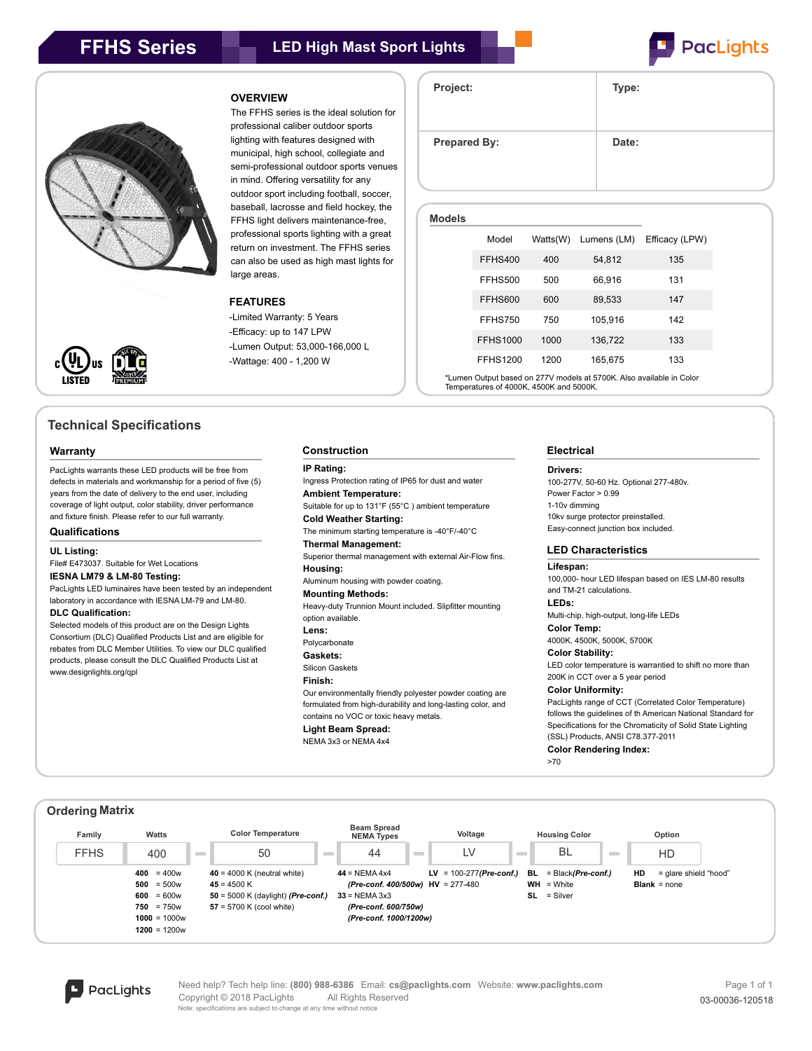# FFHS Series — LED High Mast Sport Lights

PacLights

## OVERVIEW

The FFHS series is the ideal solution for professional caliber outdoor sports lighting with features designed with municipal, high school, collegiate and semi-professional outdoor sports venues in mind. Offering versatility for any outdoor sport including football, soccer, baseball, lacrosse and field hockey, the FFHS light delivers maintenance-free, professional sports lighting with a great return on investment. The FFHS series can also be used as high mast lights for large areas.

## FEATURES

- Limited Warranty: 5 Years
- Efficacy: up to 147 LPW
- Lumen Output: 53,000-166,000 L
- Wattage: 400 - 1,200 W

c UL us LISTED — DLC PREMIUM

| Project: | Type: |
|---|---|
| **Prepared By:** | **Date:** |

## Models

| Model | Watts(W) | Lumens (LM) | Efficacy (LPW) |
|---|---|---|---|
| FFHS400 | 400 | 54,812 | 135 |
| FFHS500 | 500 | 66,916 | 131 |
| FFHS600 | 600 | 89,533 | 147 |
| FFHS750 | 750 | 105,916 | 142 |
| FFHS1000 | 1000 | 136,722 | 133 |
| FFHS1200 | 1200 | 165,675 | 133 |

*Lumen Output based on 277V models at 5700K. Also available in Color Temperatures of 4000K, 4500K and 5000K.

## Technical Specifications

### Warranty

PacLights warrants these LED products will be free from defects in materials and workmanship for a period of five (5) years from the date of delivery to the end user, including coverage of light output, color stability, driver performance and fixture finish. Please refer to our full warranty.

### Qualifications

**UL Listing:**
File# E473037. Suitable for Wet Locations

**IESNA LM79 & LM-80 Testing:**
PacLights LED luminaires have been tested by an independent laboratory in accordance with IESNA LM-79 and LM-80.

**DLC Qualification:**
Selected models of this product are on the Design Lights Consortium (DLC) Qualified Products List and are eligible for rebates from DLC Member Utilities. To view our DLC qualified products, please consult the DLC Qualified Products List at www.designlights.org/qpl

### Construction

**IP Rating:**
Ingress Protection rating of IP65 for dust and water

**Ambient Temperature:**
Suitable for up to 131°F (55°C ) ambient temperature

**Cold Weather Starting:**
The minimum starting temperature is -40°F/-40°C

**Thermal Management:**
Superior thermal management with external Air-Flow fins.

**Housing:**
Aluminum housing with powder coating.

**Mounting Methods:**
Heavy-duty Trunnion Mount included. Slipfitter mounting option available.

**Lens:**
Polycarbonate

**Gaskets:**
Silicon Gaskets

**Finish:**
Our environmentally friendly polyester powder coating are formulated from high-durability and long-lasting color, and contains no VOC or toxic heavy metals.

**Light Beam Spread:**
NEMA 3x3 or NEMA 4x4

### Electrical

**Drivers:**
100-277V, 50-60 Hz. Optional 277-480v.
Power Factor > 0.99
1-10v dimming
10kv surge protector preinstalled.
Easy-connect junction box included.

### LED Characteristics

**Lifespan:**
100,000- hour LED lifespan based on IES LM-80 results and TM-21 calculations.

**LEDs:**
Multi-chip, high-output, long-life LEDs

**Color Temp:**
4000K, 4500K, 5000K, 5700K

**Color Stability:**
LED color temperature is warrantied to shift no more than 200K in CCT over a 5 year period

**Color Uniformity:**
PacLights range of CCT (Correlated Color Temperature) follows the guidelines of th American National Standard for Specifications for the Chromaticity of Solid State Lighting (SSL) Products, ANSI C78.377-2011

**Color Rendering Index:**
>70

## Ordering Matrix

| Family | Watts | Color Temperature | Beam Spread NEMA Types | Voltage | Housing Color | Option |
|---|---|---|---|---|---|---|
| FFHS | 400 | 50 | 44 | LV | BL | HD |
| | **400** = 400w | **40** = 4000 K (neutral white) | **44** = NEMA 4x4 *(Pre-conf. 400/500w)* | **LV** = 100-277 *(Pre-conf.)* | **BL** = Black *(Pre-conf.)* | **HD** = glare shield "hood" |
| | **500** = 500w | **45** = 4500 K | **33** = NEMA 3x3 *(Pre-conf. 600/750w)* *(Pre-conf. 1000/1200w)* | **HV** = 277-480 | **WH** = White | **Blank** = none |
| | **600** = 600w | **50** = 5000 K (daylight) *(Pre-conf.)* | | | **SL** = Silver | |
| | **750** = 750w | **57** = 5700 K (cool white) | | | | |
| | **1000** = 1000w | | | | | |
| | **1200** = 1200w | | | | | |

Need help? Tech help line: **(800) 988-6386** Email: **cs@paclights.com** Website: **www.paclights.com**
Copyright © 2018 PacLights All Rights Reserved
Note: specifications are subject to change at any time without notice

03-00036-120518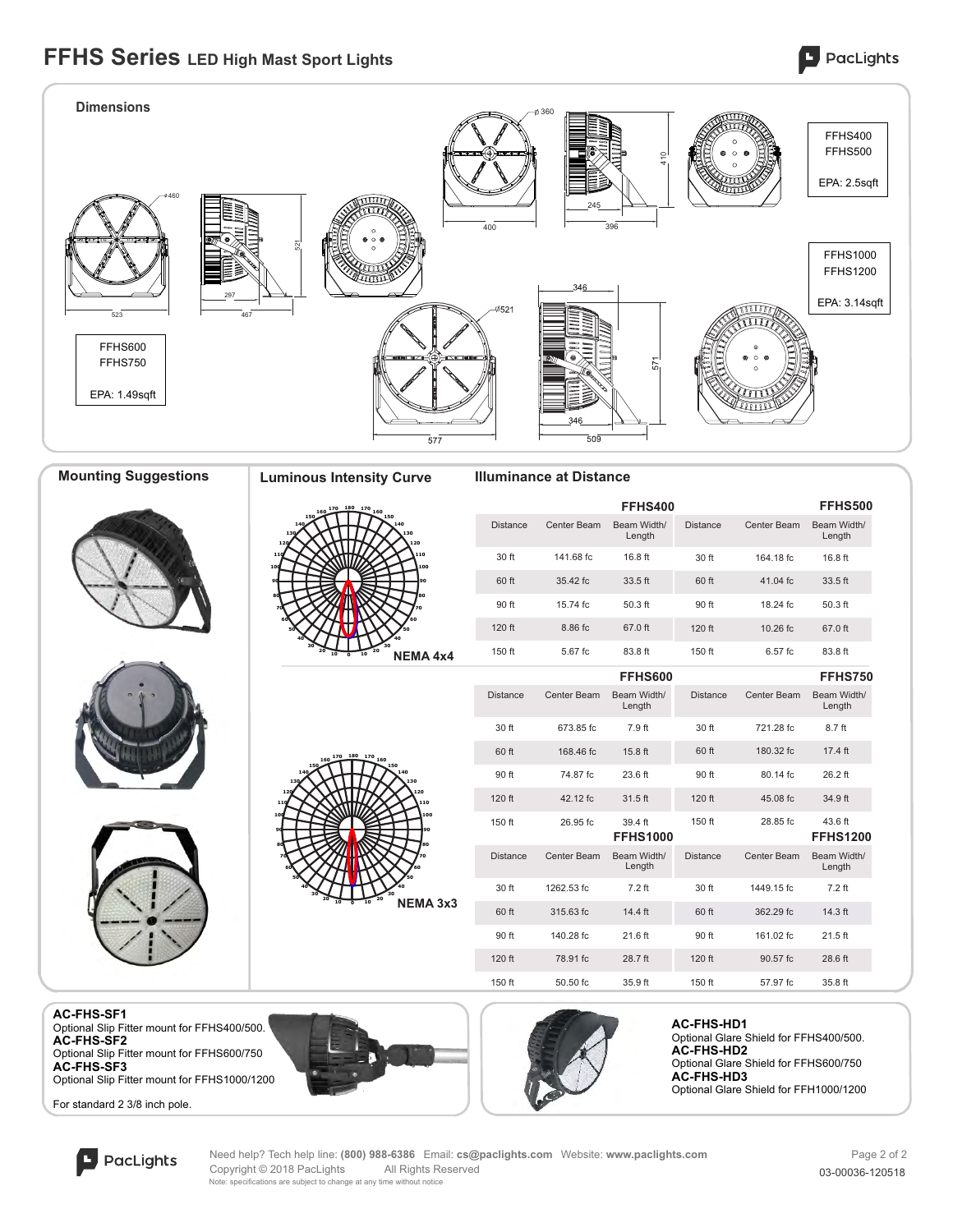# FFHS Series LED High Mast Sport Lights

## Dimensions

FFHS400
FFHS500

EPA: 2.5sqft

FFHS1000
FFHS1200

EPA: 3.14sqft

FFHS600
FFHS750

EPA: 1.49sqft

ϕ360
410
400
245
396

ϕ460
521
523
297
467

346
ϕ521
571
577
346
509

## Mounting Suggestions

## Luminous Intensity Curve

NEMA 4x4

NEMA 3x3

## Illuminance at Distance

| FFHS400 | | | FFHS500 | | |
|---|---|---|---|---|---|
| Distance | Center Beam | Beam Width/ Length | Distance | Center Beam | Beam Width/ Length |
| 30 ft | 141.68 fc | 16.8 ft | 30 ft | 164.18 fc | 16.8 ft |
| 60 ft | 35.42 fc | 33.5 ft | 60 ft | 41.04 fc | 33.5 ft |
| 90 ft | 15.74 fc | 50.3 ft | 90 ft | 18.24 fc | 50.3 ft |
| 120 ft | 8.86 fc | 67.0 ft | 120 ft | 10.26 fc | 67.0 ft |
| 150 ft | 5.67 fc | 83.8 ft | 150 ft | 6.57 fc | 83.8 ft |

| FFHS600 | | | FFHS750 | | |
|---|---|---|---|---|---|
| Distance | Center Beam | Beam Width/ Length | Distance | Center Beam | Beam Width/ Length |
| 30 ft | 673.85 fc | 7.9 ft | 30 ft | 721.28 fc | 8.7 ft |
| 60 ft | 168.46 fc | 15.8 ft | 60 ft | 180.32 fc | 17.4 ft |
| 90 ft | 74.87 fc | 23.6 ft | 90 ft | 80.14 fc | 26.2 ft |
| 120 ft | 42.12 fc | 31.5 ft | 120 ft | 45.08 fc | 34.9 ft |
| 150 ft | 26.95 fc | 39.4 ft | 150 ft | 28.85 fc | 43.6 ft |

| FFHS1000 | | | FFHS1200 | | |
|---|---|---|---|---|---|
| Distance | Center Beam | Beam Width/ Length | Distance | Center Beam | Beam Width/ Length |
| 30 ft | 1262.53 fc | 7.2 ft | 30 ft | 1449.15 fc | 7.2 ft |
| 60 ft | 315.63 fc | 14.4 ft | 60 ft | 362.29 fc | 14.3 ft |
| 90 ft | 140.28 fc | 21.6 ft | 90 ft | 161.02 fc | 21.5 ft |
| 120 ft | 78.91 fc | 28.7 ft | 120 ft | 90.57 fc | 28.6 ft |
| 150 ft | 50.50 fc | 35.9 ft | 150 ft | 57.97 fc | 35.8 ft |

**AC-FHS-SF1**
Optional Slip Fitter mount for FFHS400/500.
**AC-FHS-SF2**
Optional Slip Fitter mount for FFHS600/750
**AC-FHS-SF3**
Optional Slip Fitter mount for FFHS1000/1200

For standard 2 3/8 inch pole.

**AC-FHS-HD1**
Optional Glare Shield for FFHS400/500.
**AC-FHS-HD2**
Optional Glare Shield for FFHS600/750
**AC-FHS-HD3**
Optional Glare Shield for FFH1000/1200

Need help? Tech help line: **(800) 988-6386** Email: **cs@paclights.com** Website: **www.paclights.com**
Copyright © 2018 PacLights All Rights Reserved
Note: specifications are subject to change at any time without notice

03-00036-120518